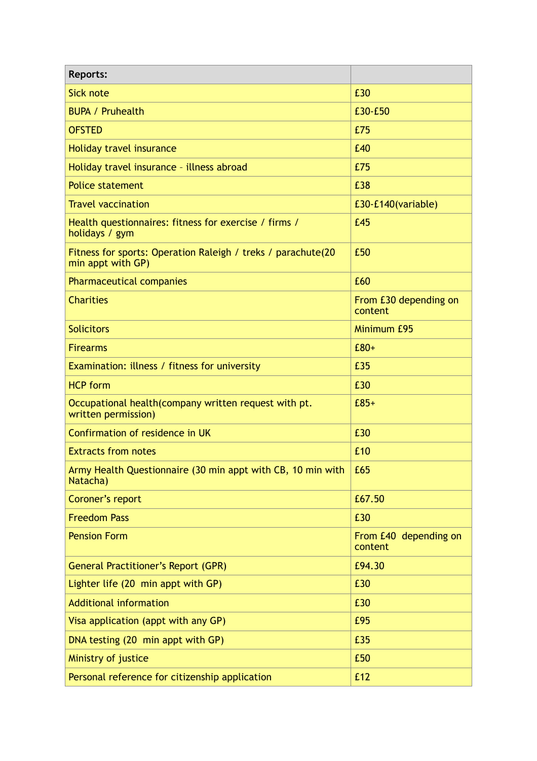| Reports: | |
|---|---|
| Sick note | £30 |
| BUPA / Pruhealth | £30-£50 |
| OFSTED | £75 |
| Holiday travel insurance | £40 |
| Holiday travel insurance – illness abroad | £75 |
| Police statement | £38 |
| Travel vaccination | £30-£140(variable) |
| Health questionnaires: fitness for exercise / firms / holidays / gym | £45 |
| Fitness for sports: Operation Raleigh / treks / parachute(20 min appt with GP) | £50 |
| Pharmaceutical companies | £60 |
| Charities | From £30 depending on content |
| Solicitors | Minimum £95 |
| Firearms | £80+ |
| Examination: illness / fitness for university | £35 |
| HCP form | £30 |
| Occupational health(company written request with pt. written permission) | £85+ |
| Confirmation of residence in UK | £30 |
| Extracts from notes | £10 |
| Army Health Questionnaire (30 min appt with CB, 10 min with Natacha) | £65 |
| Coroner's report | £67.50 |
| Freedom Pass | £30 |
| Pension Form | From £40 depending on content |
| General Practitioner's Report (GPR) | £94.30 |
| Lighter life (20 min appt with GP) | £30 |
| Additional information | £30 |
| Visa application (appt with any GP) | £95 |
| DNA testing (20 min appt with GP) | £35 |
| Ministry of justice | £50 |
| Personal reference for citizenship application | £12 |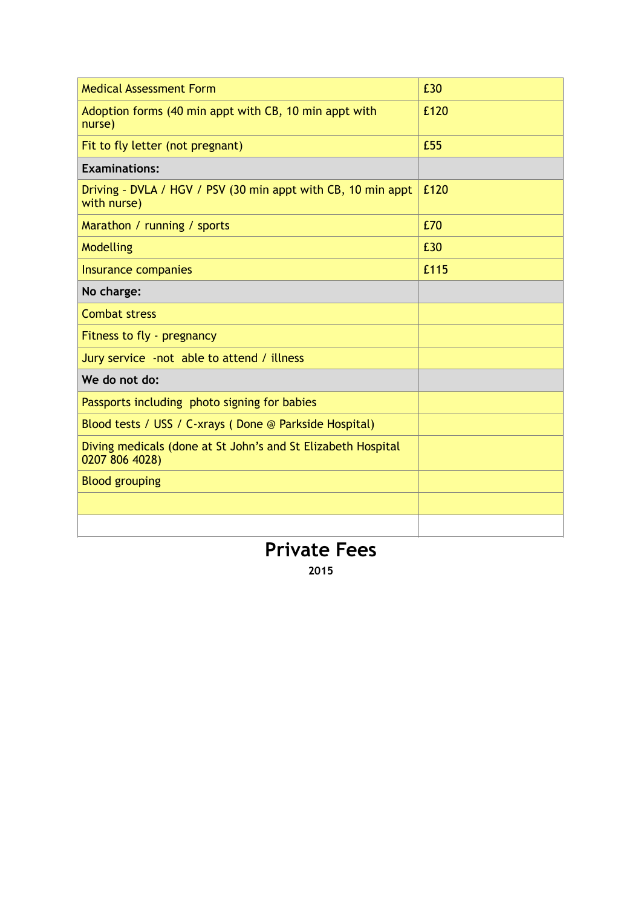| | |
|---|---|
| Medical Assessment Form | £30 |
| Adoption forms (40 min appt with CB, 10 min appt with nurse) | £120 |
| Fit to fly letter (not pregnant) | £55 |
| **Examinations:** | |
| Driving – DVLA / HGV / PSV (30 min appt with CB, 10 min appt with nurse) | £120 |
| Marathon / running / sports | £70 |
| Modelling | £30 |
| Insurance companies | £115 |
| **No charge:** | |
| Combat stress | |
| Fitness to fly - pregnancy | |
| Jury service -not able to attend / illness | |
| **We do not do:** | |
| Passports including photo signing for babies | |
| Blood tests / USS / C-xrays ( Done @ Parkside Hospital) | |
| Diving medicals (done at St John's and St Elizabeth Hospital 0207 806 4028) | |
| Blood grouping | |
| | |
| | |

# Private Fees

**2015**